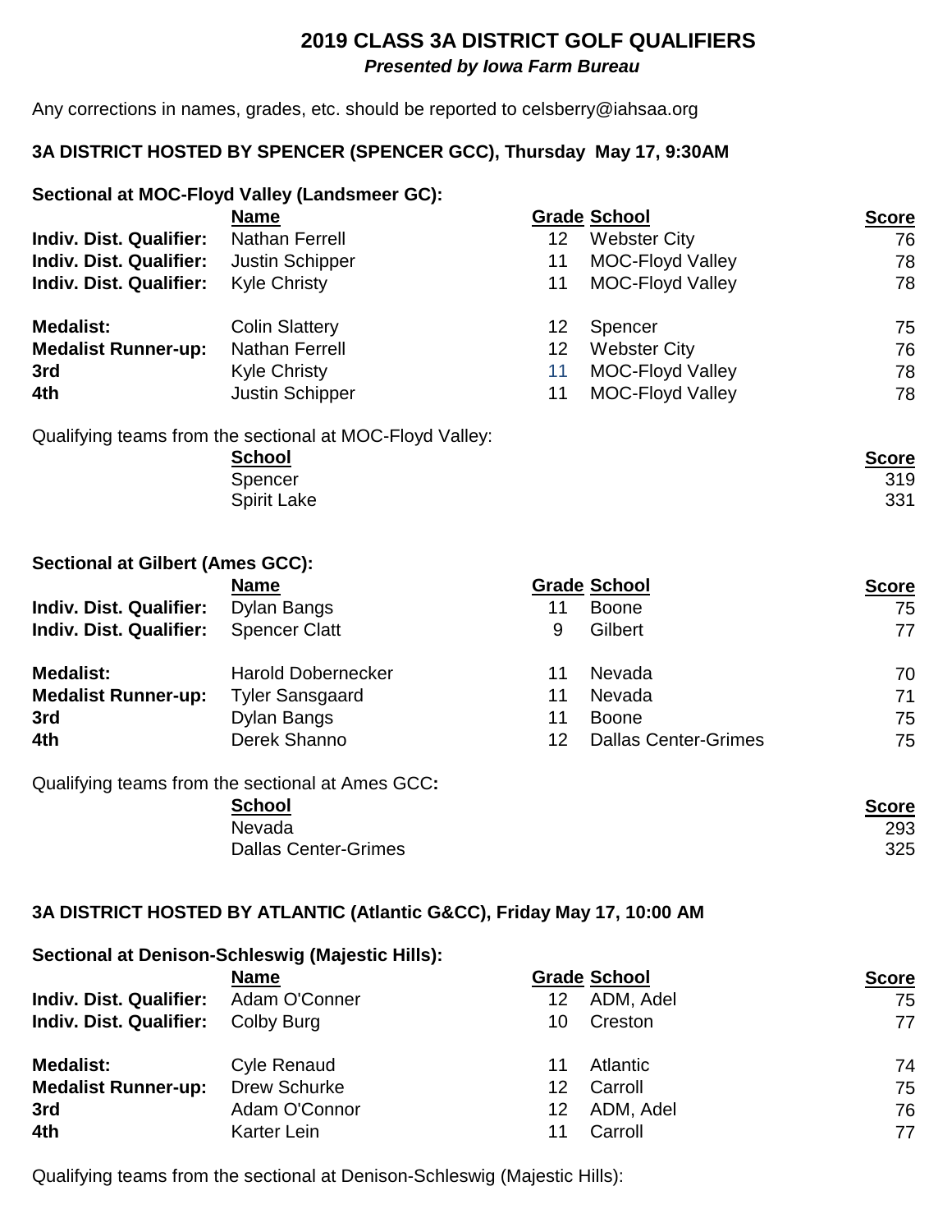# 2019 CLASS 3A DISTRICT GOLF QUALIFIERS

***Presented by Iowa Farm Bureau***

Any corrections in names, grades, etc. should be reported to celsberry@iahsaa.org

## 3A DISTRICT HOSTED BY SPENCER (SPENCER GCC), Thursday May 17, 9:30AM

### Sectional at MOC-Floyd Valley (Landsmeer GC):

| | Name | Grade | School | Score |
|---|---|---|---|---|
| **Indiv. Dist. Qualifier:** | Nathan Ferrell | 12 | Webster City | 76 |
| **Indiv. Dist. Qualifier:** | Justin Schipper | 11 | MOC-Floyd Valley | 78 |
| **Indiv. Dist. Qualifier:** | Kyle Christy | 11 | MOC-Floyd Valley | 78 |
| | | | | |
| **Medalist:** | Colin Slattery | 12 | Spencer | 75 |
| **Medalist Runner-up:** | Nathan Ferrell | 12 | Webster City | 76 |
| **3rd** | Kyle Christy | 11 | MOC-Floyd Valley | 78 |
| **4th** | Justin Schipper | 11 | MOC-Floyd Valley | 78 |

Qualifying teams from the sectional at MOC-Floyd Valley:

| School | Score |
|---|---|
| Spencer | 319 |
| Spirit Lake | 331 |

### Sectional at Gilbert (Ames GCC):

| | Name | Grade | School | Score |
|---|---|---|---|---|
| **Indiv. Dist. Qualifier:** | Dylan Bangs | 11 | Boone | 75 |
| **Indiv. Dist. Qualifier:** | Spencer Clatt | 9 | Gilbert | 77 |
| | | | | |
| **Medalist:** | Harold Dobernecker | 11 | Nevada | 70 |
| **Medalist Runner-up:** | Tyler Sansgaard | 11 | Nevada | 71 |
| **3rd** | Dylan Bangs | 11 | Boone | 75 |
| **4th** | Derek Shanno | 12 | Dallas Center-Grimes | 75 |

Qualifying teams from the sectional at Ames GCC**:**

| School | Score |
|---|---|
| Nevada | 293 |
| Dallas Center-Grimes | 325 |

## 3A DISTRICT HOSTED BY ATLANTIC (Atlantic G&CC), Friday May 17, 10:00 AM

### Sectional at Denison-Schleswig (Majestic Hills):

| | Name | Grade | School | Score |
|---|---|---|---|---|
| **Indiv. Dist. Qualifier:** | Adam O'Conner | 12 | ADM, Adel | 75 |
| **Indiv. Dist. Qualifier:** | Colby Burg | 10 | Creston | 77 |
| | | | | |
| **Medalist:** | Cyle Renaud | 11 | Atlantic | 74 |
| **Medalist Runner-up:** | Drew Schurke | 12 | Carroll | 75 |
| **3rd** | Adam O'Connor | 12 | ADM, Adel | 76 |
| **4th** | Karter Lein | 11 | Carroll | 77 |

Qualifying teams from the sectional at Denison-Schleswig (Majestic Hills):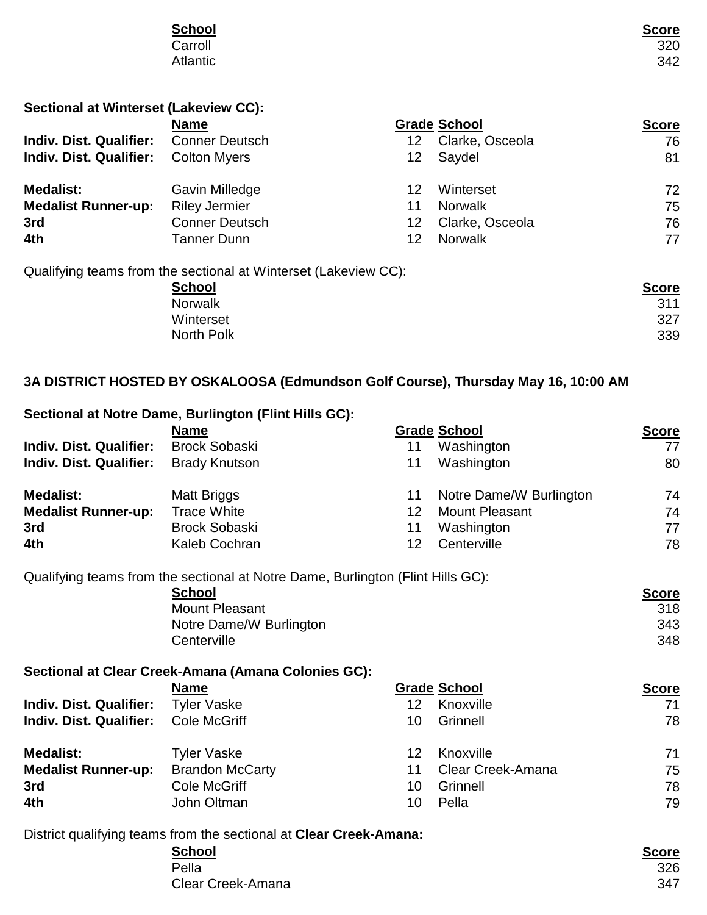| School | Score |
|---|---|
| Carroll | 320 |
| Atlantic | 342 |

**Sectional at Winterset (Lakeview CC):**

| | Name | Grade | School | Score |
|---|---|---|---|---|
| **Indiv. Dist. Qualifier:** | Conner Deutsch | 12 | Clarke, Osceola | 76 |
| **Indiv. Dist. Qualifier:** | Colton Myers | 12 | Saydel | 81 |
| **Medalist:** | Gavin Milledge | 12 | Winterset | 72 |
| **Medalist Runner-up:** | Riley Jermier | 11 | Norwalk | 75 |
| **3rd** | Conner Deutsch | 12 | Clarke, Osceola | 76 |
| **4th** | Tanner Dunn | 12 | Norwalk | 77 |

Qualifying teams from the sectional at Winterset (Lakeview CC):

| School | Score |
|---|---|
| Norwalk | 311 |
| Winterset | 327 |
| North Polk | 339 |

## 3A DISTRICT HOSTED BY OSKALOOSA (Edmundson Golf Course), Thursday May 16, 10:00 AM

**Sectional at Notre Dame, Burlington (Flint Hills GC):**

| | Name | Grade | School | Score |
|---|---|---|---|---|
| **Indiv. Dist. Qualifier:** | Brock Sobaski | 11 | Washington | 77 |
| **Indiv. Dist. Qualifier:** | Brady Knutson | 11 | Washington | 80 |
| **Medalist:** | Matt Briggs | 11 | Notre Dame/W Burlington | 74 |
| **Medalist Runner-up:** | Trace White | 12 | Mount Pleasant | 74 |
| **3rd** | Brock Sobaski | 11 | Washington | 77 |
| **4th** | Kaleb Cochran | 12 | Centerville | 78 |

Qualifying teams from the sectional at Notre Dame, Burlington (Flint Hills GC):

| School | Score |
|---|---|
| Mount Pleasant | 318 |
| Notre Dame/W Burlington | 343 |
| Centerville | 348 |

**Sectional at Clear Creek-Amana (Amana Colonies GC):**

| | Name | Grade | School | Score |
|---|---|---|---|---|
| **Indiv. Dist. Qualifier:** | Tyler Vaske | 12 | Knoxville | 71 |
| **Indiv. Dist. Qualifier:** | Cole McGriff | 10 | Grinnell | 78 |
| **Medalist:** | Tyler Vaske | 12 | Knoxville | 71 |
| **Medalist Runner-up:** | Brandon McCarty | 11 | Clear Creek-Amana | 75 |
| **3rd** | Cole McGriff | 10 | Grinnell | 78 |
| **4th** | John Oltman | 10 | Pella | 79 |

District qualifying teams from the sectional at **Clear Creek-Amana:**

| School | Score |
|---|---|
| Pella | 326 |
| Clear Creek-Amana | 347 |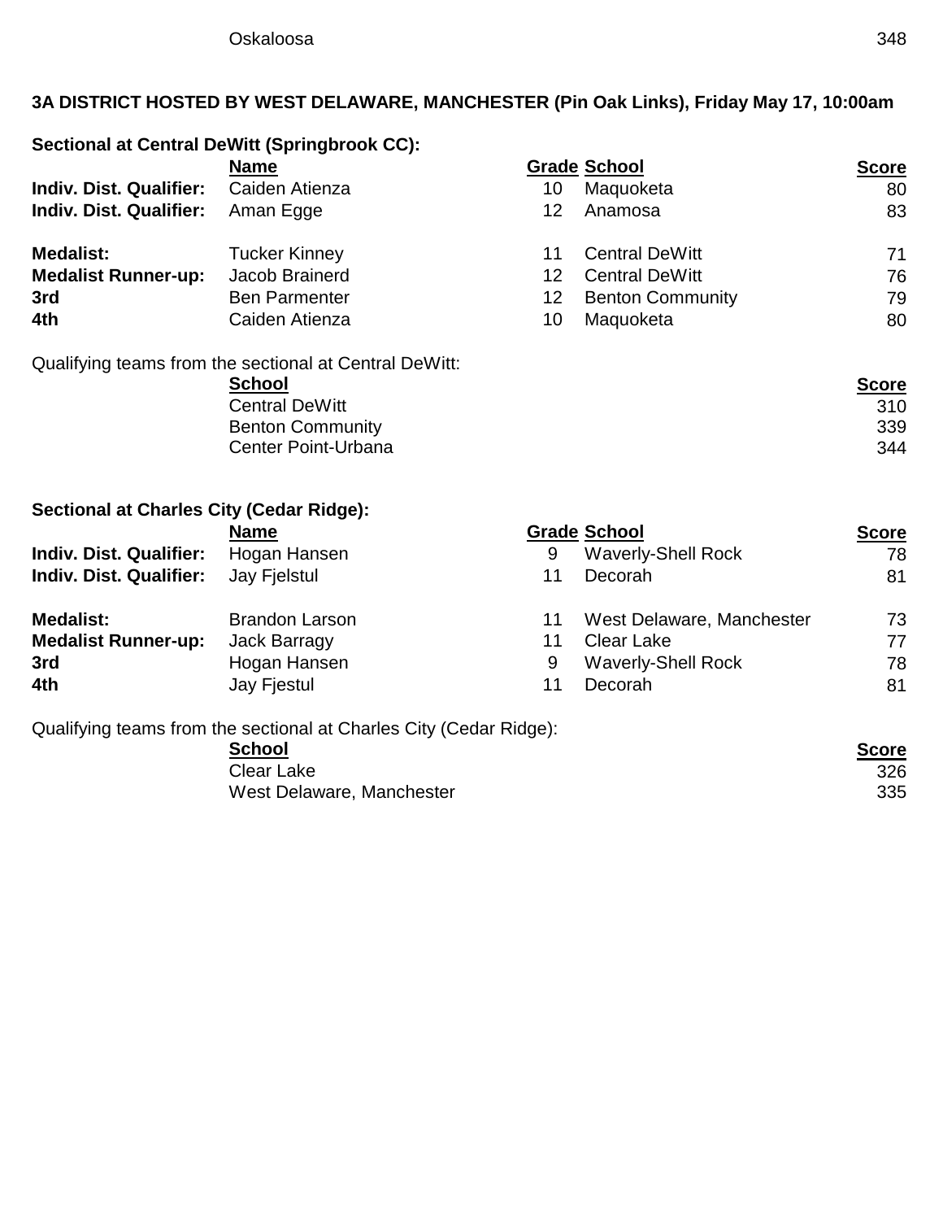| | | | |
|---|---|---|---|
| Oskaloosa | | | 348 |

## 3A DISTRICT HOSTED BY WEST DELAWARE, MANCHESTER (Pin Oak Links), Friday May 17, 10:00am

### Sectional at Central DeWitt (Springbrook CC):

| | Name | Grade | School | Score |
|---|---|---|---|---|
| **Indiv. Dist. Qualifier:** | Caiden Atienza | 10 | Maquoketa | 80 |
| **Indiv. Dist. Qualifier:** | Aman Egge | 12 | Anamosa | 83 |
| | | | | |
| **Medalist:** | Tucker Kinney | 11 | Central DeWitt | 71 |
| **Medalist Runner-up:** | Jacob Brainerd | 12 | Central DeWitt | 76 |
| **3rd** | Ben Parmenter | 12 | Benton Community | 79 |
| **4th** | Caiden Atienza | 10 | Maquoketa | 80 |

Qualifying teams from the sectional at Central DeWitt:

| School | Score |
|---|---|
| Central DeWitt | 310 |
| Benton Community | 339 |
| Center Point-Urbana | 344 |

### Sectional at Charles City (Cedar Ridge):

| | Name | Grade | School | Score |
|---|---|---|---|---|
| **Indiv. Dist. Qualifier:** | Hogan Hansen | 9 | Waverly-Shell Rock | 78 |
| **Indiv. Dist. Qualifier:** | Jay Fjelstul | 11 | Decorah | 81 |
| | | | | |
| **Medalist:** | Brandon Larson | 11 | West Delaware, Manchester | 73 |
| **Medalist Runner-up:** | Jack Barragy | 11 | Clear Lake | 77 |
| **3rd** | Hogan Hansen | 9 | Waverly-Shell Rock | 78 |
| **4th** | Jay Fjestul | 11 | Decorah | 81 |

Qualifying teams from the sectional at Charles City (Cedar Ridge):

| School | Score |
|---|---|
| Clear Lake | 326 |
| West Delaware, Manchester | 335 |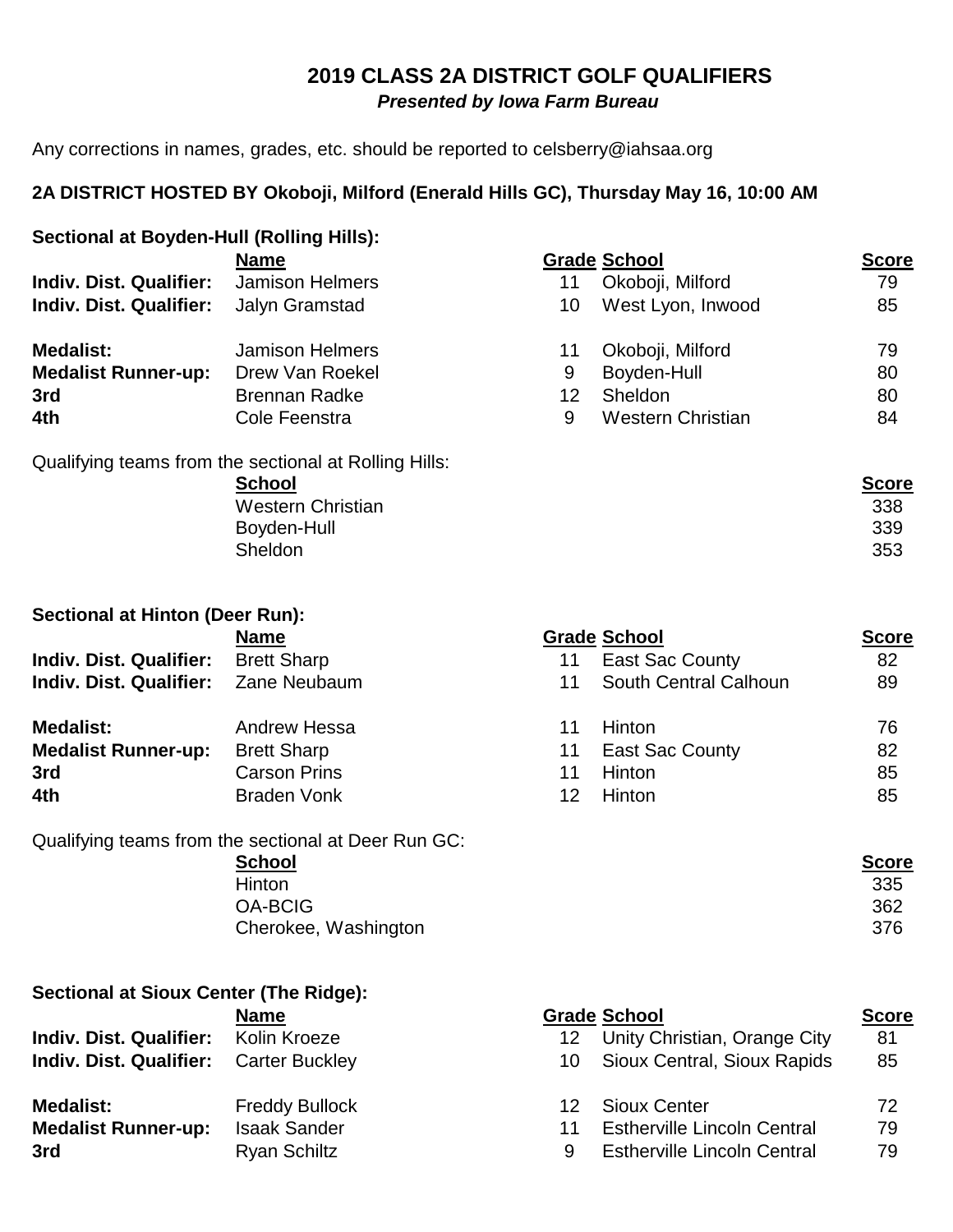# 2019 CLASS 2A DISTRICT GOLF QUALIFIERS

***Presented by Iowa Farm Bureau***

Any corrections in names, grades, etc. should be reported to celsberry@iahsaa.org

**2A DISTRICT HOSTED BY Okoboji, Milford (Enerald Hills GC), Thursday May 16, 10:00 AM**

**Sectional at Boyden-Hull (Rolling Hills):**

| | Name | Grade | School | Score |
|---|---|---|---|---|
| **Indiv. Dist. Qualifier:** | Jamison Helmers | 11 | Okoboji, Milford | 79 |
| **Indiv. Dist. Qualifier:** | Jalyn Gramstad | 10 | West Lyon, Inwood | 85 |
| | | | | |
| **Medalist:** | Jamison Helmers | 11 | Okoboji, Milford | 79 |
| **Medalist Runner-up:** | Drew Van Roekel | 9 | Boyden-Hull | 80 |
| **3rd** | Brennan Radke | 12 | Sheldon | 80 |
| **4th** | Cole Feenstra | 9 | Western Christian | 84 |

Qualifying teams from the sectional at Rolling Hills:

| School | Score |
|---|---|
| Western Christian | 338 |
| Boyden-Hull | 339 |
| Sheldon | 353 |

**Sectional at Hinton (Deer Run):**

| | Name | Grade | School | Score |
|---|---|---|---|---|
| **Indiv. Dist. Qualifier:** | Brett Sharp | 11 | East Sac County | 82 |
| **Indiv. Dist. Qualifier:** | Zane Neubaum | 11 | South Central Calhoun | 89 |
| | | | | |
| **Medalist:** | Andrew Hessa | 11 | Hinton | 76 |
| **Medalist Runner-up:** | Brett Sharp | 11 | East Sac County | 82 |
| **3rd** | Carson Prins | 11 | Hinton | 85 |
| **4th** | Braden Vonk | 12 | Hinton | 85 |

Qualifying teams from the sectional at Deer Run GC:

| School | Score |
|---|---|
| Hinton | 335 |
| OA-BCIG | 362 |
| Cherokee, Washington | 376 |

**Sectional at Sioux Center (The Ridge):**

| | Name | Grade | School | Score |
|---|---|---|---|---|
| **Indiv. Dist. Qualifier:** | Kolin Kroeze | 12 | Unity Christian, Orange City | 81 |
| **Indiv. Dist. Qualifier:** | Carter Buckley | 10 | Sioux Central, Sioux Rapids | 85 |
| | | | | |
| **Medalist:** | Freddy Bullock | 12 | Sioux Center | 72 |
| **Medalist Runner-up:** | Isaak Sander | 11 | Estherville Lincoln Central | 79 |
| **3rd** | Ryan Schiltz | 9 | Estherville Lincoln Central | 79 |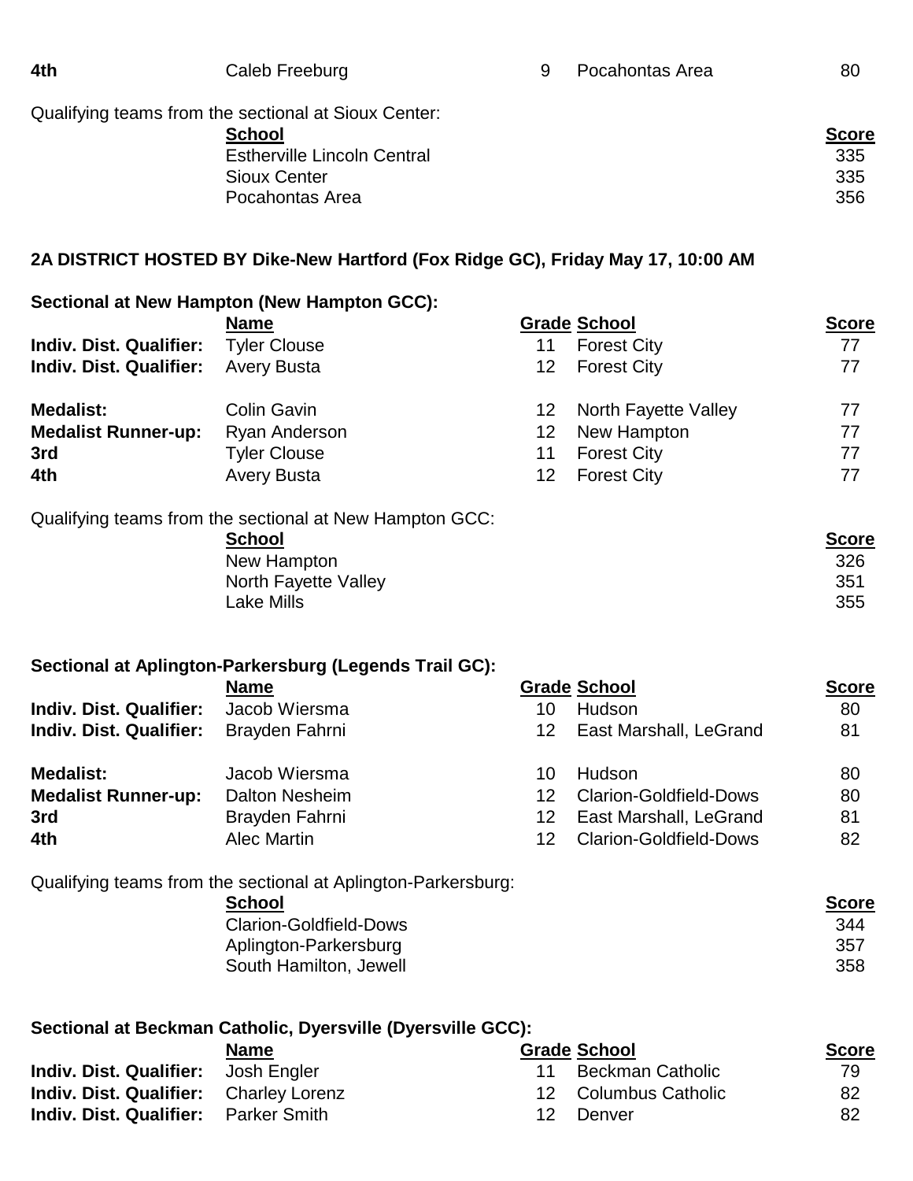| | Name | Grade | School | Score |
|---|---|---|---|---|
| **4th** | Caleb Freeburg | 9 | Pocahontas Area | 80 |

Qualifying teams from the sectional at Sioux Center:

| School | Score |
|---|---|
| Estherville Lincoln Central | 335 |
| Sioux Center | 335 |
| Pocahontas Area | 356 |

## 2A DISTRICT HOSTED BY Dike-New Hartford (Fox Ridge GC), Friday May 17, 10:00 AM

### Sectional at New Hampton (New Hampton GCC):

| | Name | Grade | School | Score |
|---|---|---|---|---|
| **Indiv. Dist. Qualifier:** | Tyler Clouse | 11 | Forest City | 77 |
| **Indiv. Dist. Qualifier:** | Avery Busta | 12 | Forest City | 77 |
| **Medalist:** | Colin Gavin | 12 | North Fayette Valley | 77 |
| **Medalist Runner-up:** | Ryan Anderson | 12 | New Hampton | 77 |
| **3rd** | Tyler Clouse | 11 | Forest City | 77 |
| **4th** | Avery Busta | 12 | Forest City | 77 |

Qualifying teams from the sectional at New Hampton GCC:

| School | Score |
|---|---|
| New Hampton | 326 |
| North Fayette Valley | 351 |
| Lake Mills | 355 |

### Sectional at Aplington-Parkersburg (Legends Trail GC):

| | Name | Grade | School | Score |
|---|---|---|---|---|
| **Indiv. Dist. Qualifier:** | Jacob Wiersma | 10 | Hudson | 80 |
| **Indiv. Dist. Qualifier:** | Brayden Fahrni | 12 | East Marshall, LeGrand | 81 |
| **Medalist:** | Jacob Wiersma | 10 | Hudson | 80 |
| **Medalist Runner-up:** | Dalton Nesheim | 12 | Clarion-Goldfield-Dows | 80 |
| **3rd** | Brayden Fahrni | 12 | East Marshall, LeGrand | 81 |
| **4th** | Alec Martin | 12 | Clarion-Goldfield-Dows | 82 |

Qualifying teams from the sectional at Aplington-Parkersburg:

| School | Score |
|---|---|
| Clarion-Goldfield-Dows | 344 |
| Aplington-Parkersburg | 357 |
| South Hamilton, Jewell | 358 |

### Sectional at Beckman Catholic, Dyersville (Dyersville GCC):

| | Name | Grade | School | Score |
|---|---|---|---|---|
| **Indiv. Dist. Qualifier:** | Josh Engler | 11 | Beckman Catholic | 79 |
| **Indiv. Dist. Qualifier:** | Charley Lorenz | 12 | Columbus Catholic | 82 |
| **Indiv. Dist. Qualifier:** | Parker Smith | 12 | Denver | 82 |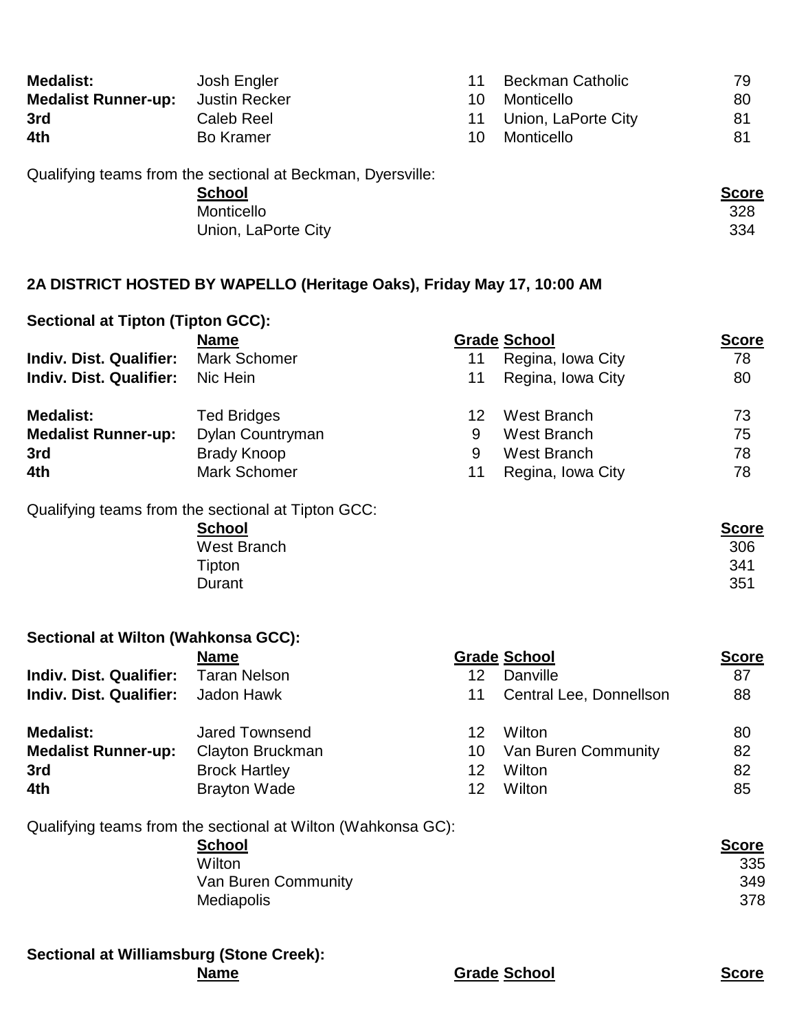| | | | | |
|---|---|---|---|---|
| **Medalist:** | Josh Engler | 11 | Beckman Catholic | 79 |
| **Medalist Runner-up:** | Justin Recker | 10 | Monticello | 80 |
| **3rd** | Caleb Reel | 11 | Union, LaPorte City | 81 |
| **4th** | Bo Kramer | 10 | Monticello | 81 |

Qualifying teams from the sectional at Beckman, Dyersville:

| School | Score |
|---|---|
| Monticello | 328 |
| Union, LaPorte City | 334 |

## 2A DISTRICT HOSTED BY WAPELLO (Heritage Oaks), Friday May 17, 10:00 AM

### Sectional at Tipton (Tipton GCC):

| | Name | Grade | School | Score |
|---|---|---|---|---|
| **Indiv. Dist. Qualifier:** | Mark Schomer | 11 | Regina, Iowa City | 78 |
| **Indiv. Dist. Qualifier:** | Nic Hein | 11 | Regina, Iowa City | 80 |
| **Medalist:** | Ted Bridges | 12 | West Branch | 73 |
| **Medalist Runner-up:** | Dylan Countryman | 9 | West Branch | 75 |
| **3rd** | Brady Knoop | 9 | West Branch | 78 |
| **4th** | Mark Schomer | 11 | Regina, Iowa City | 78 |

Qualifying teams from the sectional at Tipton GCC:

| School | Score |
|---|---|
| West Branch | 306 |
| Tipton | 341 |
| Durant | 351 |

### Sectional at Wilton (Wahkonsa GCC):

| | Name | Grade | School | Score |
|---|---|---|---|---|
| **Indiv. Dist. Qualifier:** | Taran Nelson | 12 | Danville | 87 |
| **Indiv. Dist. Qualifier:** | Jadon Hawk | 11 | Central Lee, Donnellson | 88 |
| **Medalist:** | Jared Townsend | 12 | Wilton | 80 |
| **Medalist Runner-up:** | Clayton Bruckman | 10 | Van Buren Community | 82 |
| **3rd** | Brock Hartley | 12 | Wilton | 82 |
| **4th** | Brayton Wade | 12 | Wilton | 85 |

Qualifying teams from the sectional at Wilton (Wahkonsa GC):

| School | Score |
|---|---|
| Wilton | 335 |
| Van Buren Community | 349 |
| Mediapolis | 378 |

### Sectional at Williamsburg (Stone Creek):

| | Name | Grade | School | Score |
|---|---|---|---|---|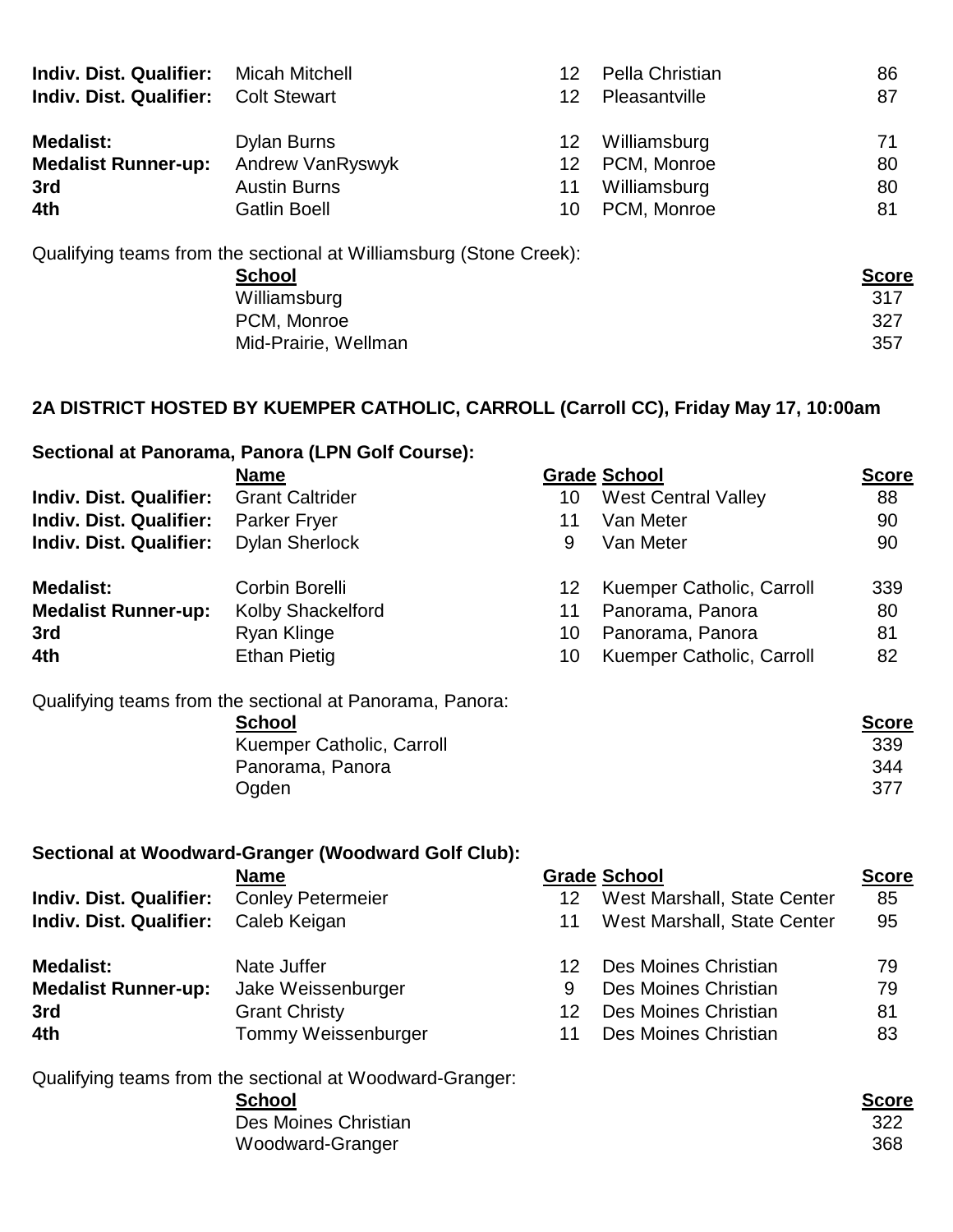| | | | | |
|---|---|---|---|---|
| **Indiv. Dist. Qualifier:** | Micah Mitchell | 12 | Pella Christian | 86 |
| **Indiv. Dist. Qualifier:** | Colt Stewart | 12 | Pleasantville | 87 |
| | | | | |
| **Medalist:** | Dylan Burns | 12 | Williamsburg | 71 |
| **Medalist Runner-up:** | Andrew VanRyswyk | 12 | PCM, Monroe | 80 |
| **3rd** | Austin Burns | 11 | Williamsburg | 80 |
| **4th** | Gatlin Boell | 10 | PCM, Monroe | 81 |

Qualifying teams from the sectional at Williamsburg (Stone Creek):

| School | Score |
|---|---|
| Williamsburg | 317 |
| PCM, Monroe | 327 |
| Mid-Prairie, Wellman | 357 |

## 2A DISTRICT HOSTED BY KUEMPER CATHOLIC, CARROLL (Carroll CC), Friday May 17, 10:00am

### Sectional at Panorama, Panora (LPN Golf Course):

| | Name | Grade | School | Score |
|---|---|---|---|---|
| **Indiv. Dist. Qualifier:** | Grant Caltrider | 10 | West Central Valley | 88 |
| **Indiv. Dist. Qualifier:** | Parker Fryer | 11 | Van Meter | 90 |
| **Indiv. Dist. Qualifier:** | Dylan Sherlock | 9 | Van Meter | 90 |
| | | | | |
| **Medalist:** | Corbin Borelli | 12 | Kuemper Catholic, Carroll | 339 |
| **Medalist Runner-up:** | Kolby Shackelford | 11 | Panorama, Panora | 80 |
| **3rd** | Ryan Klinge | 10 | Panorama, Panora | 81 |
| **4th** | Ethan Pietig | 10 | Kuemper Catholic, Carroll | 82 |

Qualifying teams from the sectional at Panorama, Panora:

| School | Score |
|---|---|
| Kuemper Catholic, Carroll | 339 |
| Panorama, Panora | 344 |
| Ogden | 377 |

### Sectional at Woodward-Granger (Woodward Golf Club):

| | Name | Grade | School | Score |
|---|---|---|---|---|
| **Indiv. Dist. Qualifier:** | Conley Petermeier | 12 | West Marshall, State Center | 85 |
| **Indiv. Dist. Qualifier:** | Caleb Keigan | 11 | West Marshall, State Center | 95 |
| | | | | |
| **Medalist:** | Nate Juffer | 12 | Des Moines Christian | 79 |
| **Medalist Runner-up:** | Jake Weissenburger | 9 | Des Moines Christian | 79 |
| **3rd** | Grant Christy | 12 | Des Moines Christian | 81 |
| **4th** | Tommy Weissenburger | 11 | Des Moines Christian | 83 |

Qualifying teams from the sectional at Woodward-Granger:

| School | Score |
|---|---|
| Des Moines Christian | 322 |
| Woodward-Granger | 368 |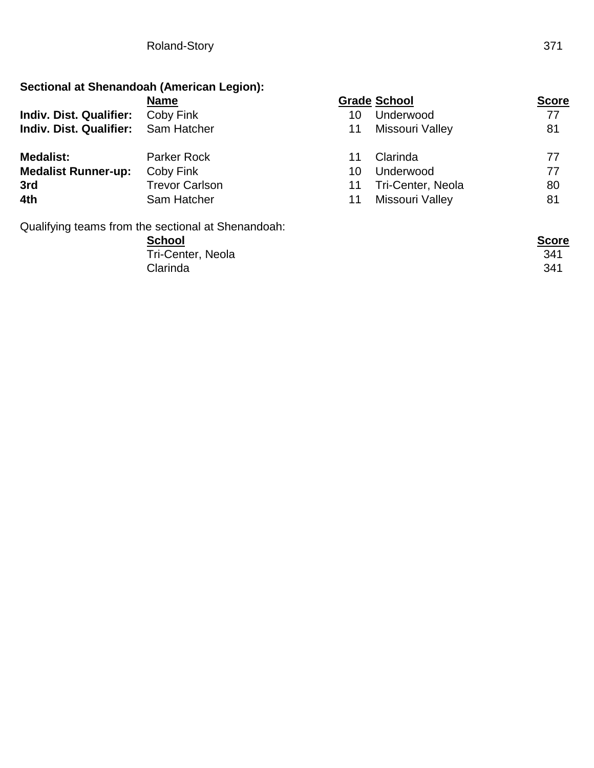| | Roland-Story | | | 371 |
|---|---|---|---|---|

**Sectional at Shenandoah (American Legion):**

| | Name | Grade | School | Score |
|---|---|---|---|---|
| **Indiv. Dist. Qualifier:** | Coby Fink | 10 | Underwood | 77 |
| **Indiv. Dist. Qualifier:** | Sam Hatcher | 11 | Missouri Valley | 81 |
| | | | | |
| **Medalist:** | Parker Rock | 11 | Clarinda | 77 |
| **Medalist Runner-up:** | Coby Fink | 10 | Underwood | 77 |
| **3rd** | Trevor Carlson | 11 | Tri-Center, Neola | 80 |
| **4th** | Sam Hatcher | 11 | Missouri Valley | 81 |

Qualifying teams from the sectional at Shenandoah:

| School | Score |
|---|---|
| Tri-Center, Neola | 341 |
| Clarinda | 341 |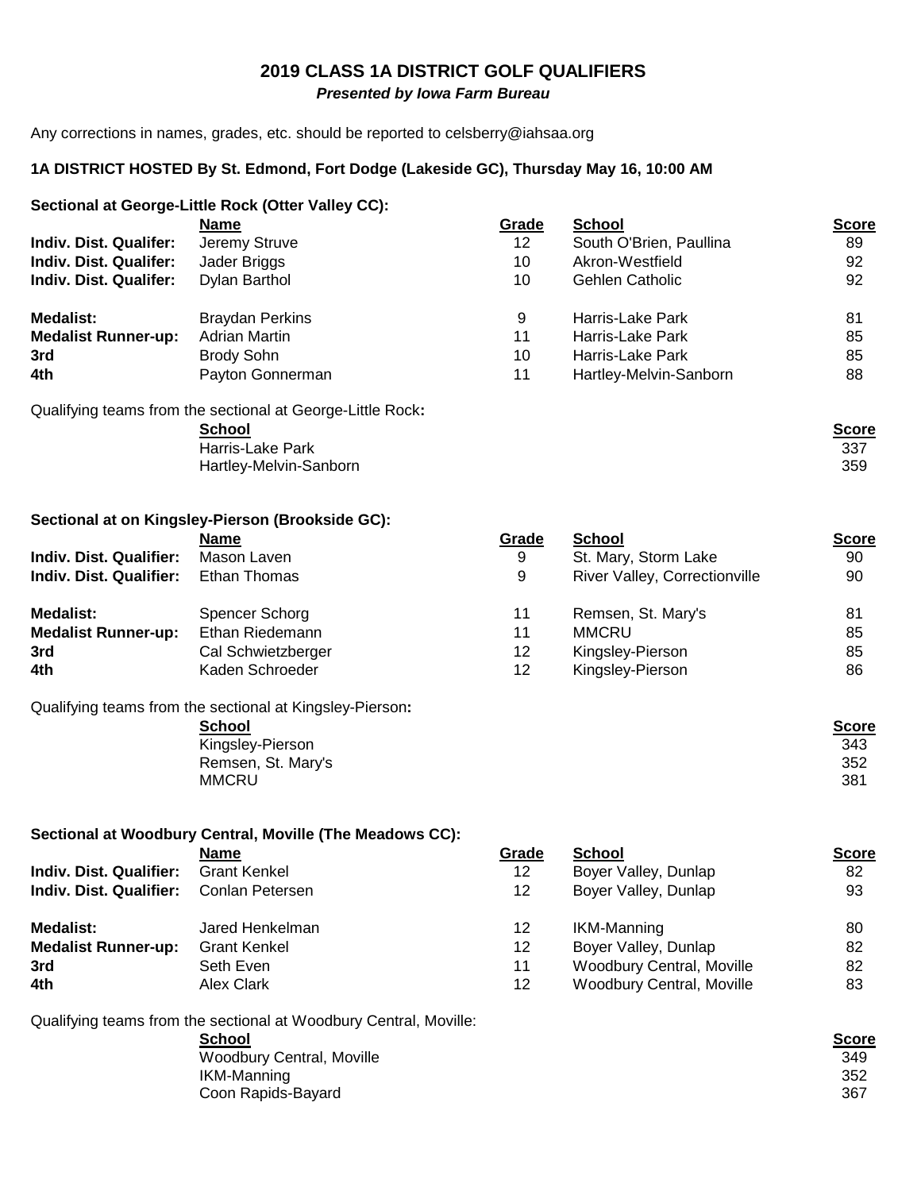## 2019 CLASS 1A DISTRICT GOLF QUALIFIERS

***Presented by Iowa Farm Bureau***

Any corrections in names, grades, etc. should be reported to celsberry@iahsaa.org

**1A DISTRICT HOSTED By St. Edmond, Fort Dodge (Lakeside GC), Thursday May 16, 10:00 AM**

**Sectional at George-Little Rock (Otter Valley CC):**

| | Name | Grade | School | Score |
|---|---|---|---|---|
| **Indiv. Dist. Qualifer:** | Jeremy Struve | 12 | South O'Brien, Paullina | 89 |
| **Indiv. Dist. Qualifer:** | Jader Briggs | 10 | Akron-Westfield | 92 |
| **Indiv. Dist. Qualifer:** | Dylan Barthol | 10 | Gehlen Catholic | 92 |
| **Medalist:** | Braydan Perkins | 9 | Harris-Lake Park | 81 |
| **Medalist Runner-up:** | Adrian Martin | 11 | Harris-Lake Park | 85 |
| **3rd** | Brody Sohn | 10 | Harris-Lake Park | 85 |
| **4th** | Payton Gonnerman | 11 | Hartley-Melvin-Sanborn | 88 |

Qualifying teams from the sectional at George-Little Rock**:**

| School | Score |
|---|---|
| Harris-Lake Park | 337 |
| Hartley-Melvin-Sanborn | 359 |

**Sectional at on Kingsley-Pierson (Brookside GC):**

| | Name | Grade | School | Score |
|---|---|---|---|---|
| **Indiv. Dist. Qualifier:** | Mason Laven | 9 | St. Mary, Storm Lake | 90 |
| **Indiv. Dist. Qualifier:** | Ethan Thomas | 9 | River Valley, Correctionville | 90 |
| **Medalist:** | Spencer Schorg | 11 | Remsen, St. Mary's | 81 |
| **Medalist Runner-up:** | Ethan Riedemann | 11 | MMCRU | 85 |
| **3rd** | Cal Schwietzberger | 12 | Kingsley-Pierson | 85 |
| **4th** | Kaden Schroeder | 12 | Kingsley-Pierson | 86 |

Qualifying teams from the sectional at Kingsley-Pierson**:**

| School | Score |
|---|---|
| Kingsley-Pierson | 343 |
| Remsen, St. Mary's | 352 |
| MMCRU | 381 |

**Sectional at Woodbury Central, Moville (The Meadows CC):**

| | Name | Grade | School | Score |
|---|---|---|---|---|
| **Indiv. Dist. Qualifier:** | Grant Kenkel | 12 | Boyer Valley, Dunlap | 82 |
| **Indiv. Dist. Qualifier:** | Conlan Petersen | 12 | Boyer Valley, Dunlap | 93 |
| **Medalist:** | Jared Henkelman | 12 | IKM-Manning | 80 |
| **Medalist Runner-up:** | Grant Kenkel | 12 | Boyer Valley, Dunlap | 82 |
| **3rd** | Seth Even | 11 | Woodbury Central, Moville | 82 |
| **4th** | Alex Clark | 12 | Woodbury Central, Moville | 83 |

Qualifying teams from the sectional at Woodbury Central, Moville:

| School | Score |
|---|---|
| Woodbury Central, Moville | 349 |
| IKM-Manning | 352 |
| Coon Rapids-Bayard | 367 |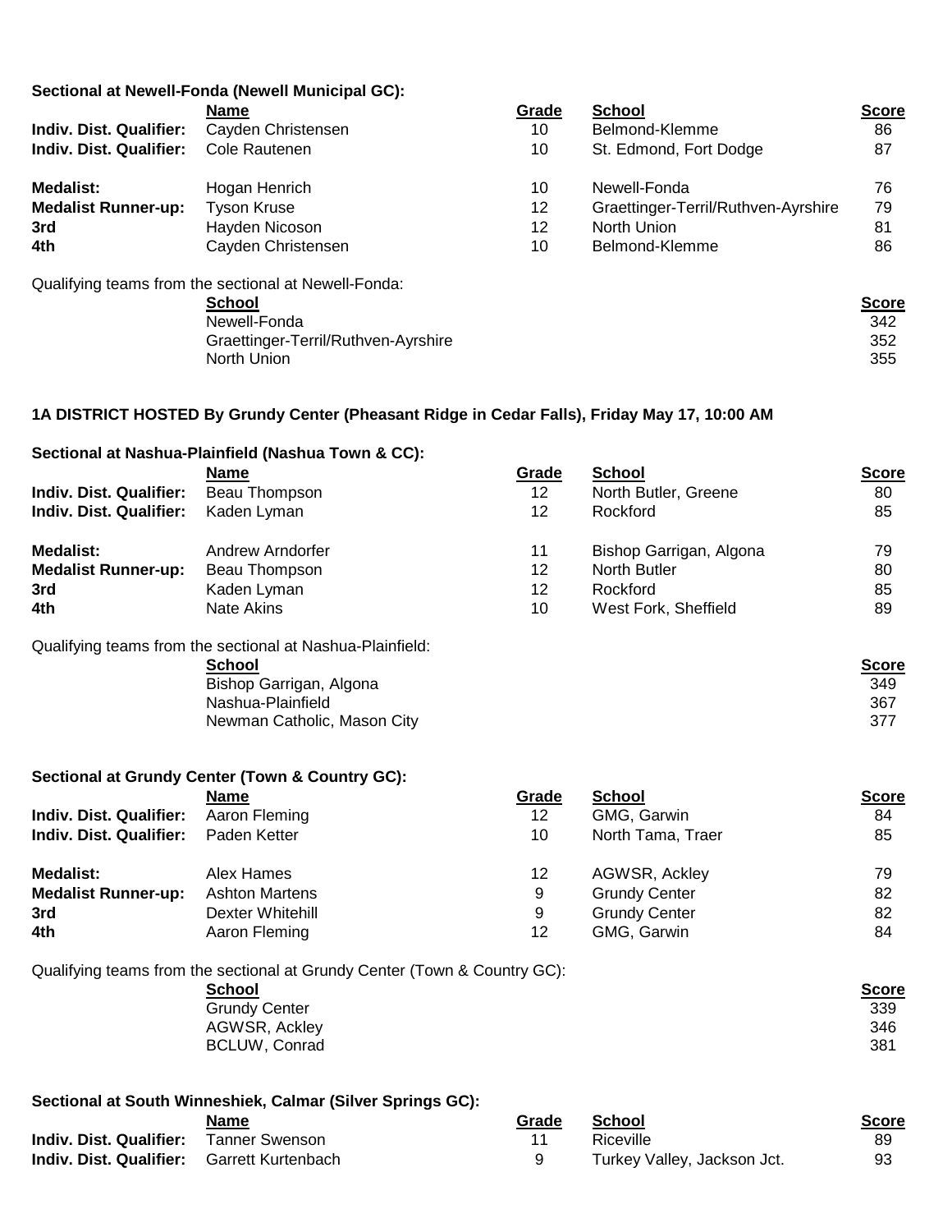**Sectional at Newell-Fonda (Newell Municipal GC):**

| | Name | Grade | School | Score |
|---|---|---|---|---|
| **Indiv. Dist. Qualifier:** | Cayden Christensen | 10 | Belmond-Klemme | 86 |
| **Indiv. Dist. Qualifier:** | Cole Rautenen | 10 | St. Edmond, Fort Dodge | 87 |
| | | | | |
| **Medalist:** | Hogan Henrich | 10 | Newell-Fonda | 76 |
| **Medalist Runner-up:** | Tyson Kruse | 12 | Graettinger-Terril/Ruthven-Ayrshire | 79 |
| **3rd** | Hayden Nicoson | 12 | North Union | 81 |
| **4th** | Cayden Christensen | 10 | Belmond-Klemme | 86 |

Qualifying teams from the sectional at Newell-Fonda:

| School | Score |
|---|---|
| Newell-Fonda | 342 |
| Graettinger-Terril/Ruthven-Ayrshire | 352 |
| North Union | 355 |

**1A DISTRICT HOSTED By Grundy Center (Pheasant Ridge in Cedar Falls), Friday May 17, 10:00 AM**

**Sectional at Nashua-Plainfield (Nashua Town & CC):**

| | Name | Grade | School | Score |
|---|---|---|---|---|
| **Indiv. Dist. Qualifier:** | Beau Thompson | 12 | North Butler, Greene | 80 |
| **Indiv. Dist. Qualifier:** | Kaden Lyman | 12 | Rockford | 85 |
| | | | | |
| **Medalist:** | Andrew Arndorfer | 11 | Bishop Garrigan, Algona | 79 |
| **Medalist Runner-up:** | Beau Thompson | 12 | North Butler | 80 |
| **3rd** | Kaden Lyman | 12 | Rockford | 85 |
| **4th** | Nate Akins | 10 | West Fork, Sheffield | 89 |

Qualifying teams from the sectional at Nashua-Plainfield:

| School | Score |
|---|---|
| Bishop Garrigan, Algona | 349 |
| Nashua-Plainfield | 367 |
| Newman Catholic, Mason City | 377 |

**Sectional at Grundy Center (Town & Country GC):**

| | Name | Grade | School | Score |
|---|---|---|---|---|
| **Indiv. Dist. Qualifier:** | Aaron Fleming | 12 | GMG, Garwin | 84 |
| **Indiv. Dist. Qualifier:** | Paden Ketter | 10 | North Tama, Traer | 85 |
| | | | | |
| **Medalist:** | Alex Hames | 12 | AGWSR, Ackley | 79 |
| **Medalist Runner-up:** | Ashton Martens | 9 | Grundy Center | 82 |
| **3rd** | Dexter Whitehill | 9 | Grundy Center | 82 |
| **4th** | Aaron Fleming | 12 | GMG, Garwin | 84 |

Qualifying teams from the sectional at Grundy Center (Town & Country GC):

| School | Score |
|---|---|
| Grundy Center | 339 |
| AGWSR, Ackley | 346 |
| BCLUW, Conrad | 381 |

**Sectional at South Winneshiek, Calmar (Silver Springs GC):**

| | Name | Grade | School | Score |
|---|---|---|---|---|
| **Indiv. Dist. Qualifier:** | Tanner Swenson | 11 | Riceville | 89 |
| **Indiv. Dist. Qualifier:** | Garrett Kurtenbach | 9 | Turkey Valley, Jackson Jct. | 93 |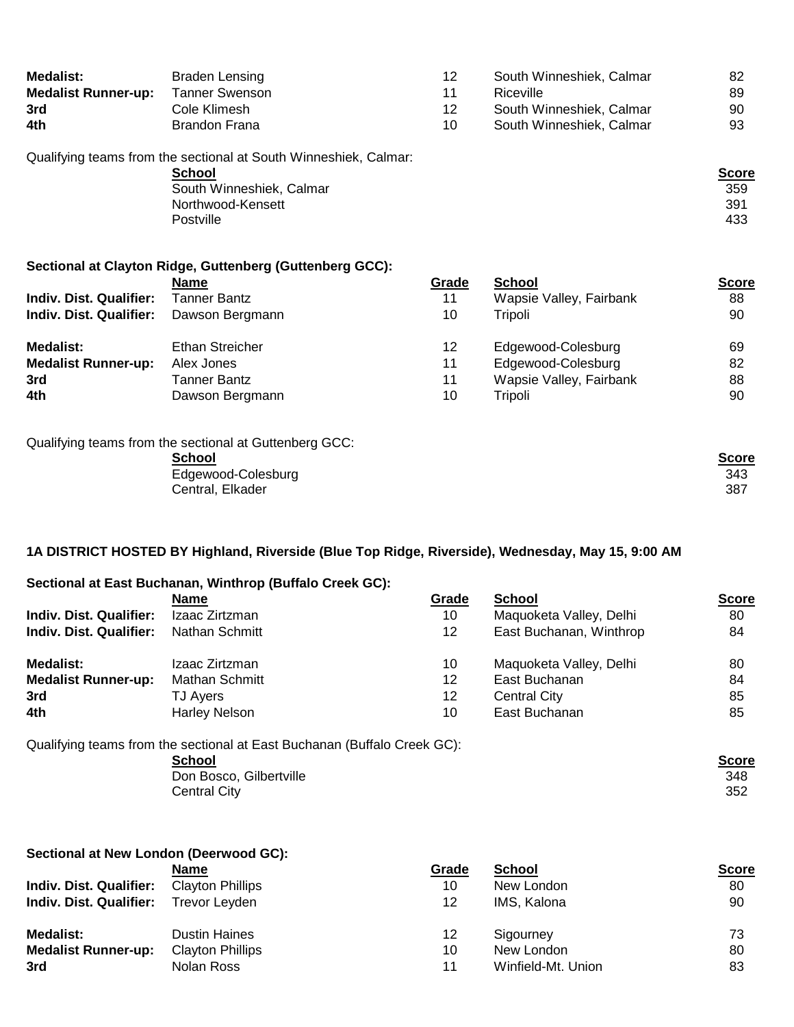| | | | | |
|---|---|---|---|---|
| **Medalist:** | Braden Lensing | 12 | South Winneshiek, Calmar | 82 |
| **Medalist Runner-up:** | Tanner Swenson | 11 | Riceville | 89 |
| **3rd** | Cole Klimesh | 12 | South Winneshiek, Calmar | 90 |
| **4th** | Brandon Frana | 10 | South Winneshiek, Calmar | 93 |

Qualifying teams from the sectional at South Winneshiek, Calmar:

| School | Score |
|---|---|
| South Winneshiek, Calmar | 359 |
| Northwood-Kensett | 391 |
| Postville | 433 |

**Sectional at Clayton Ridge, Guttenberg (Guttenberg GCC):**

| | Name | Grade | School | Score |
|---|---|---|---|---|
| **Indiv. Dist. Qualifier:** | Tanner Bantz | 11 | Wapsie Valley, Fairbank | 88 |
| **Indiv. Dist. Qualifier:** | Dawson Bergmann | 10 | Tripoli | 90 |
| **Medalist:** | Ethan Streicher | 12 | Edgewood-Colesburg | 69 |
| **Medalist Runner-up:** | Alex Jones | 11 | Edgewood-Colesburg | 82 |
| **3rd** | Tanner Bantz | 11 | Wapsie Valley, Fairbank | 88 |
| **4th** | Dawson Bergmann | 10 | Tripoli | 90 |

Qualifying teams from the sectional at Guttenberg GCC:

| School | Score |
|---|---|
| Edgewood-Colesburg | 343 |
| Central, Elkader | 387 |

**1A DISTRICT HOSTED BY Highland, Riverside (Blue Top Ridge, Riverside), Wednesday, May 15, 9:00 AM**

**Sectional at East Buchanan, Winthrop (Buffalo Creek GC):**

| | Name | Grade | School | Score |
|---|---|---|---|---|
| **Indiv. Dist. Qualifier:** | Izaac Zirtzman | 10 | Maquoketa Valley, Delhi | 80 |
| **Indiv. Dist. Qualifier:** | Nathan Schmitt | 12 | East Buchanan, Winthrop | 84 |
| **Medalist:** | Izaac Zirtzman | 10 | Maquoketa Valley, Delhi | 80 |
| **Medalist Runner-up:** | Mathan Schmitt | 12 | East Buchanan | 84 |
| **3rd** | TJ Ayers | 12 | Central City | 85 |
| **4th** | Harley Nelson | 10 | East Buchanan | 85 |

Qualifying teams from the sectional at East Buchanan (Buffalo Creek GC):

| School | Score |
|---|---|
| Don Bosco, Gilbertville | 348 |
| Central City | 352 |

**Sectional at New London (Deerwood GC):**

| | Name | Grade | School | Score |
|---|---|---|---|---|
| **Indiv. Dist. Qualifier:** | Clayton Phillips | 10 | New London | 80 |
| **Indiv. Dist. Qualifier:** | Trevor Leyden | 12 | IMS, Kalona | 90 |
| **Medalist:** | Dustin Haines | 12 | Sigourney | 73 |
| **Medalist Runner-up:** | Clayton Phillips | 10 | New London | 80 |
| **3rd** | Nolan Ross | 11 | Winfield-Mt. Union | 83 |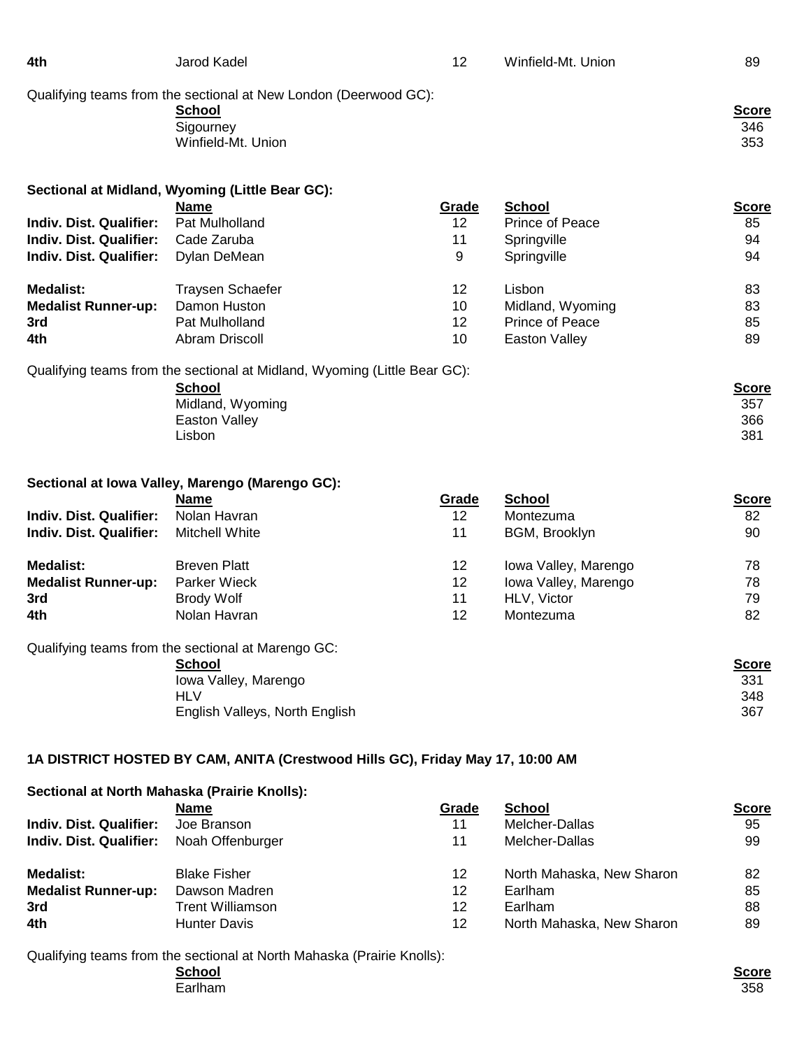| | | | | |
|---|---|---|---|---|
| **4th** | Jarod Kadel | 12 | Winfield-Mt. Union | 89 |

Qualifying teams from the sectional at New London (Deerwood GC):

| School | Score |
|---|---|
| Sigourney | 346 |
| Winfield-Mt. Union | 353 |

**Sectional at Midland, Wyoming (Little Bear GC):**

| | Name | Grade | School | Score |
|---|---|---|---|---|
| **Indiv. Dist. Qualifier:** | Pat Mulholland | 12 | Prince of Peace | 85 |
| **Indiv. Dist. Qualifier:** | Cade Zaruba | 11 | Springville | 94 |
| **Indiv. Dist. Qualifier:** | Dylan DeMean | 9 | Springville | 94 |
| **Medalist:** | Traysen Schaefer | 12 | Lisbon | 83 |
| **Medalist Runner-up:** | Damon Huston | 10 | Midland, Wyoming | 83 |
| **3rd** | Pat Mulholland | 12 | Prince of Peace | 85 |
| **4th** | Abram Driscoll | 10 | Easton Valley | 89 |

Qualifying teams from the sectional at Midland, Wyoming (Little Bear GC):

| School | Score |
|---|---|
| Midland, Wyoming | 357 |
| Easton Valley | 366 |
| Lisbon | 381 |

**Sectional at Iowa Valley, Marengo (Marengo GC):**

| | Name | Grade | School | Score |
|---|---|---|---|---|
| **Indiv. Dist. Qualifier:** | Nolan Havran | 12 | Montezuma | 82 |
| **Indiv. Dist. Qualifier:** | Mitchell White | 11 | BGM, Brooklyn | 90 |
| **Medalist:** | Breven Platt | 12 | Iowa Valley, Marengo | 78 |
| **Medalist Runner-up:** | Parker Wieck | 12 | Iowa Valley, Marengo | 78 |
| **3rd** | Brody Wolf | 11 | HLV, Victor | 79 |
| **4th** | Nolan Havran | 12 | Montezuma | 82 |

Qualifying teams from the sectional at Marengo GC:

| School | Score |
|---|---|
| Iowa Valley, Marengo | 331 |
| HLV | 348 |
| English Valleys, North English | 367 |

**1A DISTRICT HOSTED BY CAM, ANITA (Crestwood Hills GC), Friday May 17, 10:00 AM**

**Sectional at North Mahaska (Prairie Knolls):**

| | Name | Grade | School | Score |
|---|---|---|---|---|
| **Indiv. Dist. Qualifier:** | Joe Branson | 11 | Melcher-Dallas | 95 |
| **Indiv. Dist. Qualifier:** | Noah Offenburger | 11 | Melcher-Dallas | 99 |
| **Medalist:** | Blake Fisher | 12 | North Mahaska, New Sharon | 82 |
| **Medalist Runner-up:** | Dawson Madren | 12 | Earlham | 85 |
| **3rd** | Trent Williamson | 12 | Earlham | 88 |
| **4th** | Hunter Davis | 12 | North Mahaska, New Sharon | 89 |

Qualifying teams from the sectional at North Mahaska (Prairie Knolls):

| School | Score |
|---|---|
| Earlham | 358 |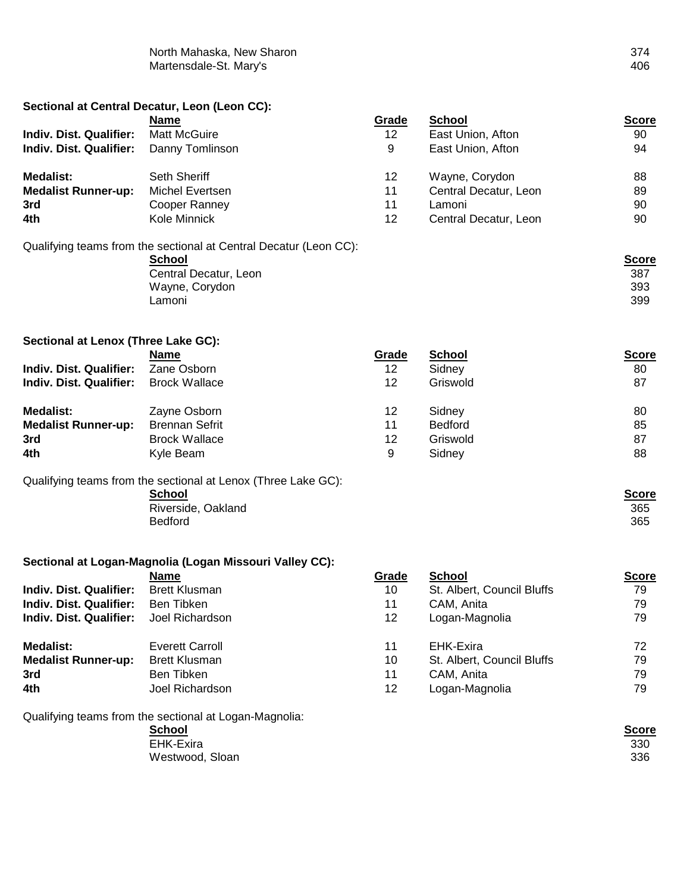| | |
|---|---|
| North Mahaska, New Sharon | 374 |
| Martensdale-St. Mary's | 406 |

**Sectional at Central Decatur, Leon (Leon CC):**

| | Name | Grade | School | Score |
|---|---|---|---|---|
| **Indiv. Dist. Qualifier:** | Matt McGuire | 12 | East Union, Afton | 90 |
| **Indiv. Dist. Qualifier:** | Danny Tomlinson | 9 | East Union, Afton | 94 |
| | | | | |
| **Medalist:** | Seth Sheriff | 12 | Wayne, Corydon | 88 |
| **Medalist Runner-up:** | Michel Evertsen | 11 | Central Decatur, Leon | 89 |
| **3rd** | Cooper Ranney | 11 | Lamoni | 90 |
| **4th** | Kole Minnick | 12 | Central Decatur, Leon | 90 |

Qualifying teams from the sectional at Central Decatur (Leon CC):

| School | Score |
|---|---|
| Central Decatur, Leon | 387 |
| Wayne, Corydon | 393 |
| Lamoni | 399 |

**Sectional at Lenox (Three Lake GC):**

| | Name | Grade | School | Score |
|---|---|---|---|---|
| **Indiv. Dist. Qualifier:** | Zane Osborn | 12 | Sidney | 80 |
| **Indiv. Dist. Qualifier:** | Brock Wallace | 12 | Griswold | 87 |
| | | | | |
| **Medalist:** | Zayne Osborn | 12 | Sidney | 80 |
| **Medalist Runner-up:** | Brennan Sefrit | 11 | Bedford | 85 |
| **3rd** | Brock Wallace | 12 | Griswold | 87 |
| **4th** | Kyle Beam | 9 | Sidney | 88 |

Qualifying teams from the sectional at Lenox (Three Lake GC):

| School | Score |
|---|---|
| Riverside, Oakland | 365 |
| Bedford | 365 |

**Sectional at Logan-Magnolia (Logan Missouri Valley CC):**

| | Name | Grade | School | Score |
|---|---|---|---|---|
| **Indiv. Dist. Qualifier:** | Brett Klusman | 10 | St. Albert, Council Bluffs | 79 |
| **Indiv. Dist. Qualifier:** | Ben Tibken | 11 | CAM, Anita | 79 |
| **Indiv. Dist. Qualifier:** | Joel Richardson | 12 | Logan-Magnolia | 79 |
| | | | | |
| **Medalist:** | Everett Carroll | 11 | EHK-Exira | 72 |
| **Medalist Runner-up:** | Brett Klusman | 10 | St. Albert, Council Bluffs | 79 |
| **3rd** | Ben Tibken | 11 | CAM, Anita | 79 |
| **4th** | Joel Richardson | 12 | Logan-Magnolia | 79 |

Qualifying teams from the sectional at Logan-Magnolia:

| School | Score |
|---|---|
| EHK-Exira | 330 |
| Westwood, Sloan | 336 |